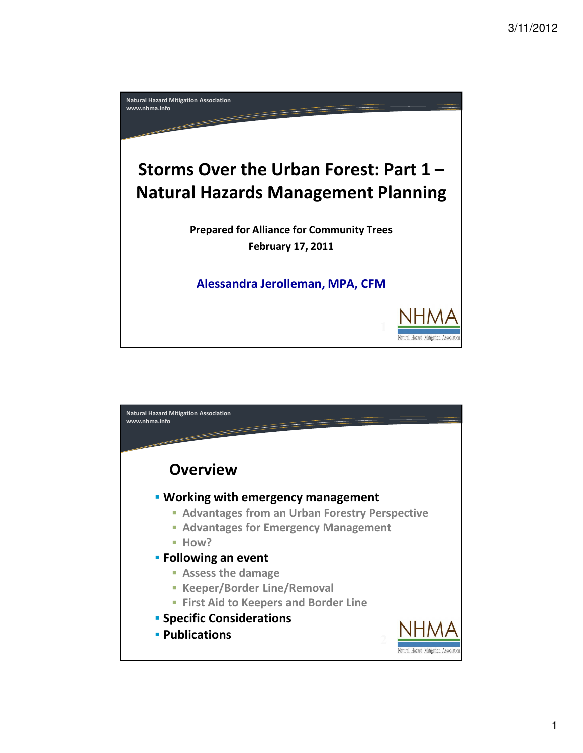Natural Hazard Mitigation Association
www.nhma.info

# Storms Over the Urban Forest: Part 1 – Natural Hazards Management Planning

**Prepared for Alliance for Community Trees**
**February 17, 2011**

**Alessandra Jerolleman, MPA, CFM**

NHMA
Natural Hazard Mitigation Association

---

Natural Hazard Mitigation Association
www.nhma.info

## Overview

- **Working with emergency management**
  - Advantages from an Urban Forestry Perspective
  - Advantages for Emergency Management
  - How?
- **Following an event**
  - Assess the damage
  - Keeper/Border Line/Removal
  - First Aid to Keepers and Border Line
- **Specific Considerations**
- **Publications**

NHMA
Natural Hazard Mitigation Association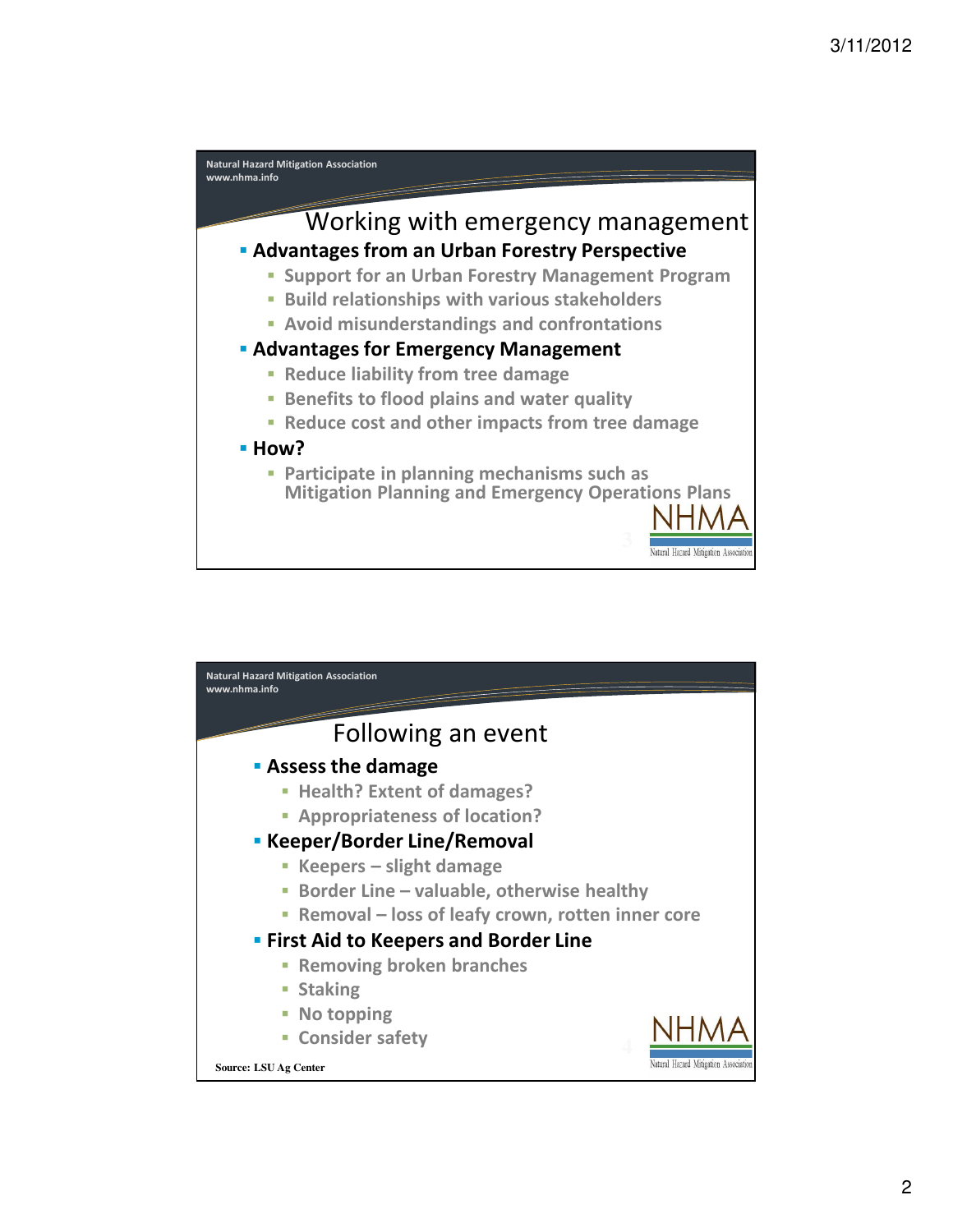Natural Hazard Mitigation Association
www.nhma.info

## Working with emergency management

- **Advantages from an Urban Forestry Perspective**
  - Support for an Urban Forestry Management Program
  - Build relationships with various stakeholders
  - Avoid misunderstandings and confrontations
- **Advantages for Emergency Management**
  - Reduce liability from tree damage
  - Benefits to flood plains and water quality
  - Reduce cost and other impacts from tree damage
- **How?**
  - Participate in planning mechanisms such as Mitigation Planning and Emergency Operations Plans

NHMA
Natural Hazard Mitigation Association

Natural Hazard Mitigation Association
www.nhma.info

## Following an event

- **Assess the damage**
  - Health? Extent of damages?
  - Appropriateness of location?
- **Keeper/Border Line/Removal**
  - Keepers – slight damage
  - Border Line – valuable, otherwise healthy
  - Removal – loss of leafy crown, rotten inner core
- **First Aid to Keepers and Border Line**
  - Removing broken branches
  - Staking
  - No topping
  - Consider safety

Source: LSU Ag Center

NHMA
Natural Hazard Mitigation Association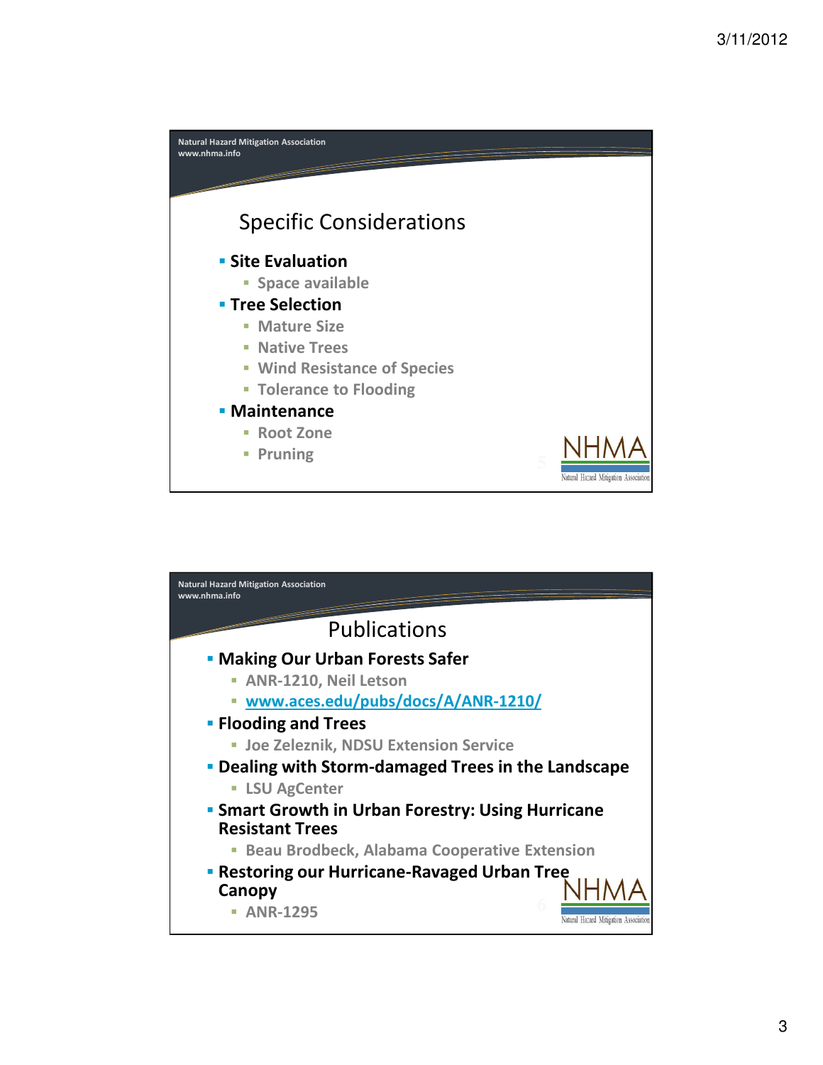## Specific Considerations

- **Site Evaluation**
  - Space available
- **Tree Selection**
  - Mature Size
  - Native Trees
  - Wind Resistance of Species
  - Tolerance to Flooding
- **Maintenance**
  - Root Zone
  - Pruning

## Publications

- **Making Our Urban Forests Safer**
  - ANR-1210, Neil Letson
  - www.aces.edu/pubs/docs/A/ANR-1210/
- **Flooding and Trees**
  - Joe Zeleznik, NDSU Extension Service
- **Dealing with Storm-damaged Trees in the Landscape**
  - LSU AgCenter
- **Smart Growth in Urban Forestry: Using Hurricane Resistant Trees**
  - Beau Brodbeck, Alabama Cooperative Extension
- **Restoring our Hurricane-Ravaged Urban Tree Canopy**
  - ANR-1295